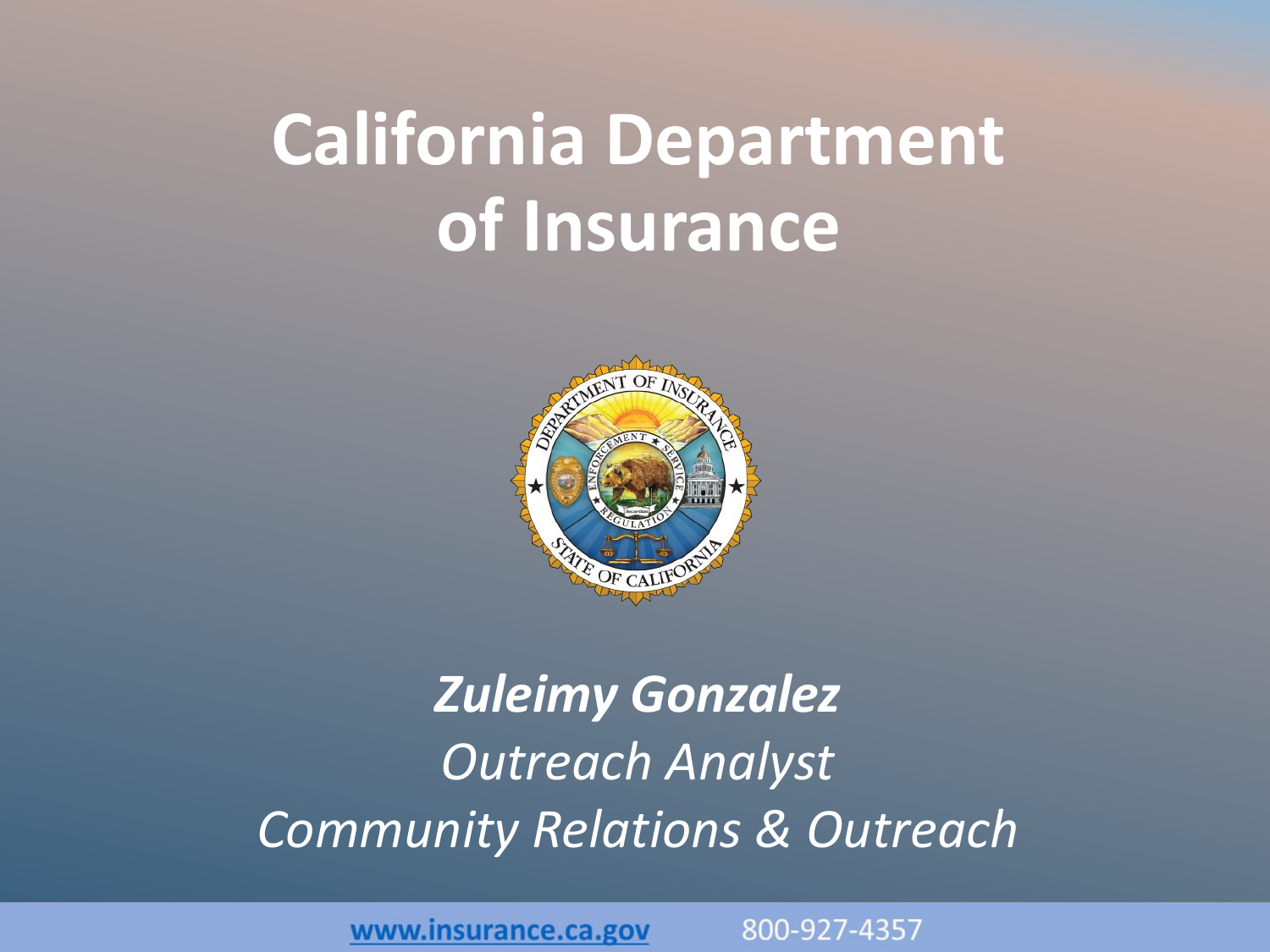# California Department of Insurance

***Zuleimy Gonzalez***

*Outreach Analyst*

*Community Relations & Outreach*

[www.insurance.ca.gov](http://www.insurance.ca.gov) 800-927-4357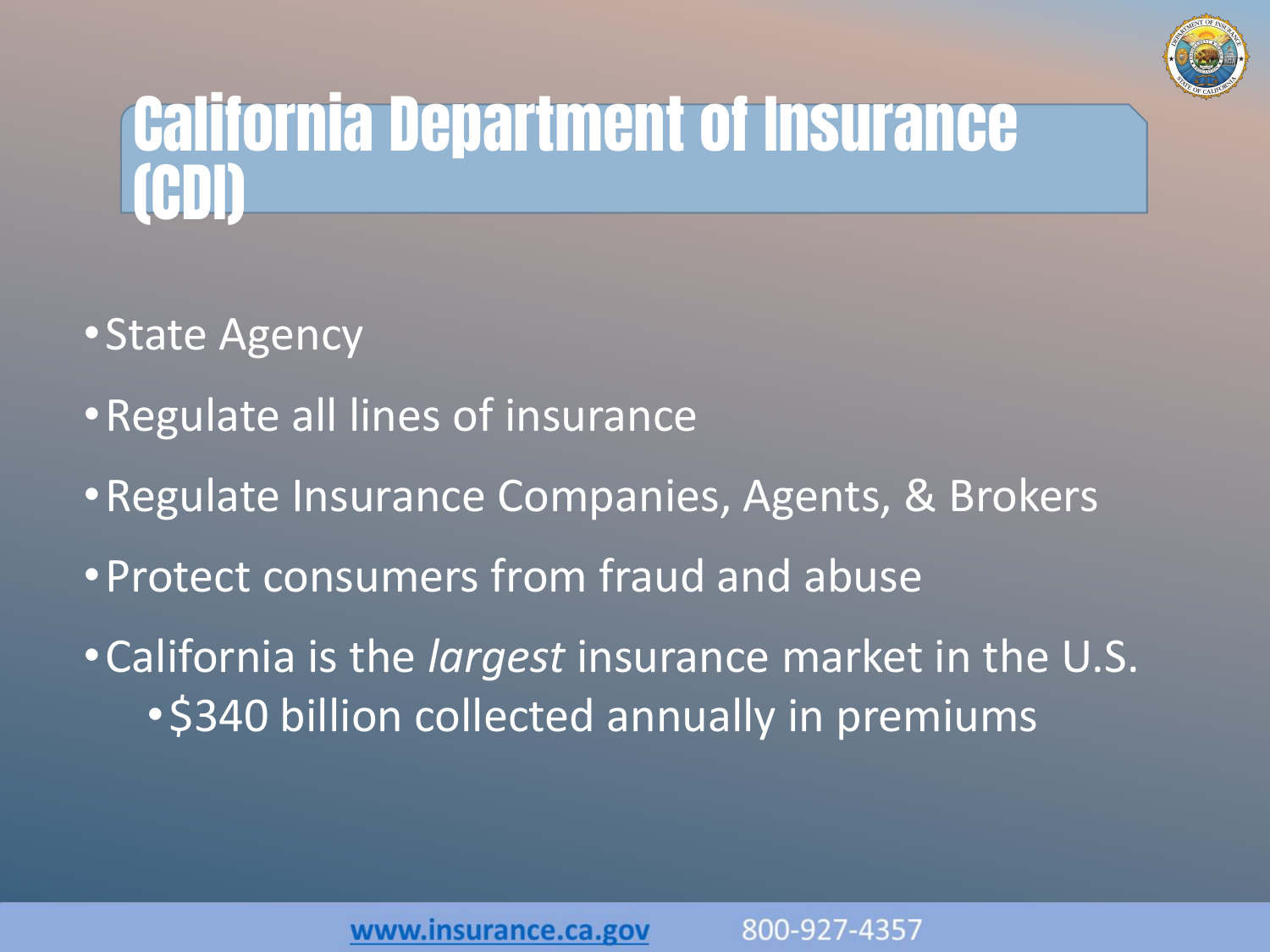# California Department of Insurance (CDI)

- State Agency
- Regulate all lines of insurance
- Regulate Insurance Companies, Agents, & Brokers
- Protect consumers from fraud and abuse
- California is the *largest* insurance market in the U.S.
  - $340 billion collected annually in premiums

[www.insurance.ca.gov](http://www.insurance.ca.gov) 800-927-4357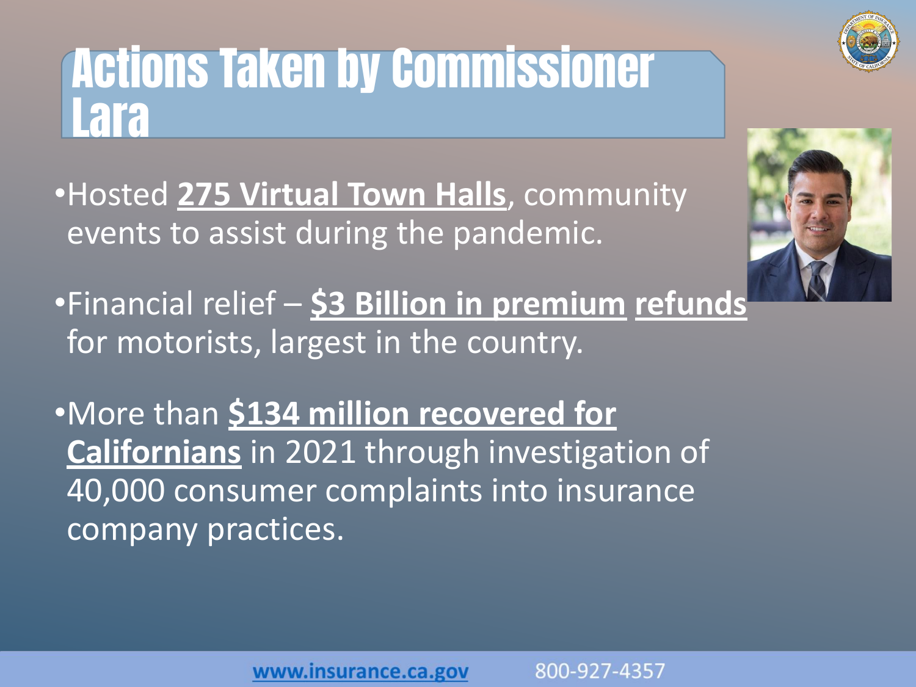# Actions Taken by Commissioner Lara

- Hosted **275 Virtual Town Halls**, community events to assist during the pandemic.

- Financial relief – **$3 Billion in premium refunds** for motorists, largest in the country.

- More than **$134 million recovered for Californians** in 2021 through investigation of 40,000 consumer complaints into insurance company practices.

www.insurance.ca.gov 800-927-4357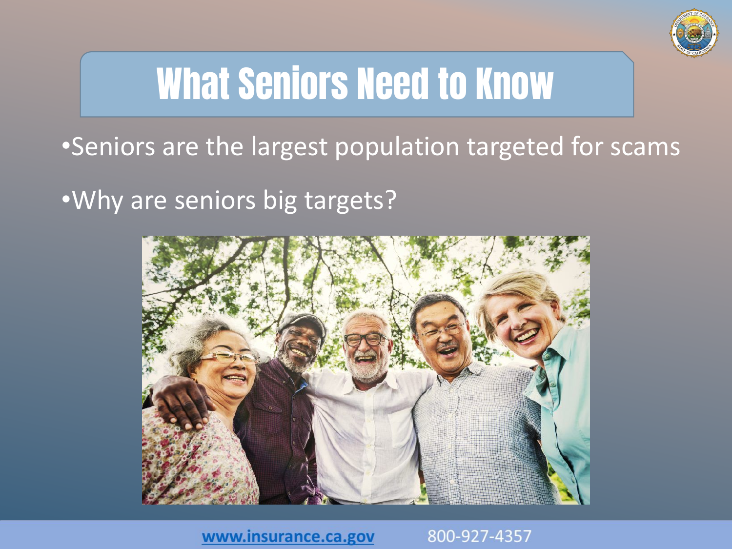# What Seniors Need to Know

- Seniors are the largest population targeted for scams
- Why are seniors big targets?

[www.insurance.ca.gov](http://www.insurance.ca.gov) 800-927-4357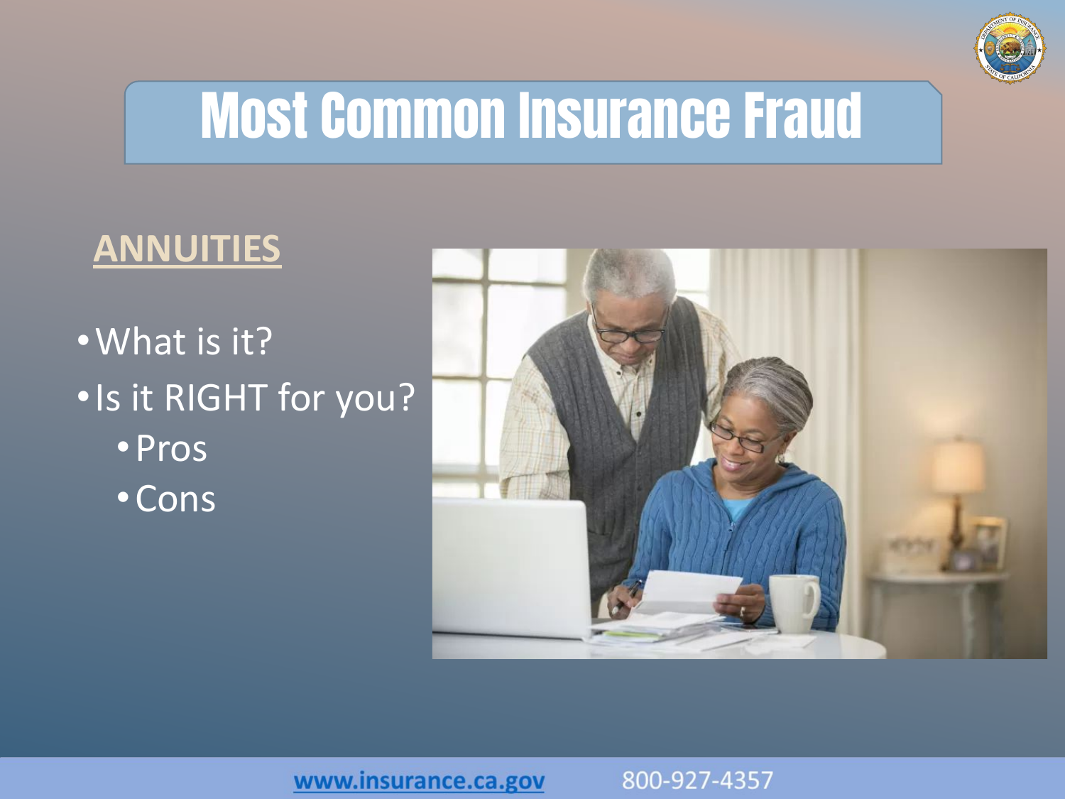# Most Common Insurance Fraud

## ANNUITIES

- What is it?
- Is it RIGHT for you?
  - Pros
  - Cons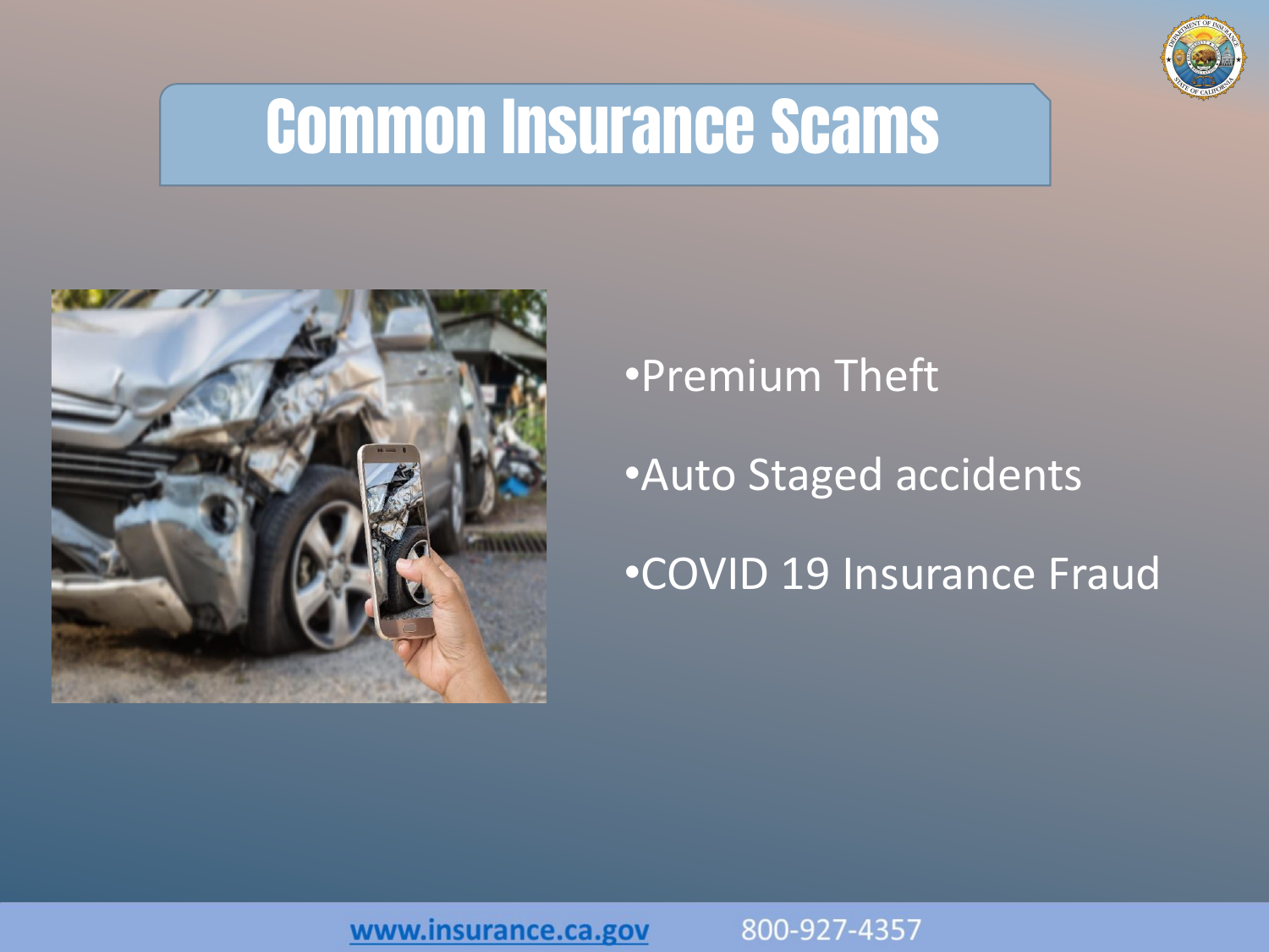# Common Insurance Scams

- Premium Theft
- Auto Staged accidents
- COVID 19 Insurance Fraud

www.insurance.ca.gov 800-927-4357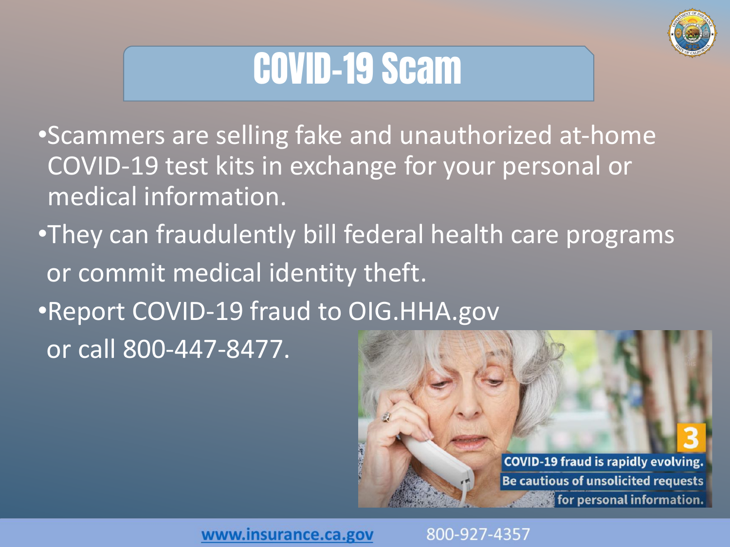# COVID-19 Scam

- Scammers are selling fake and unauthorized at-home COVID-19 test kits in exchange for your personal or medical information.
- They can fraudulently bill federal health care programs or commit medical identity theft.
- Report COVID-19 fraud to OIG.HHA.gov or call 800-447-8477.

COVID-19 fraud is rapidly evolving. Be cautious of unsolicited requests for personal information.

www.insurance.ca.gov 800-927-4357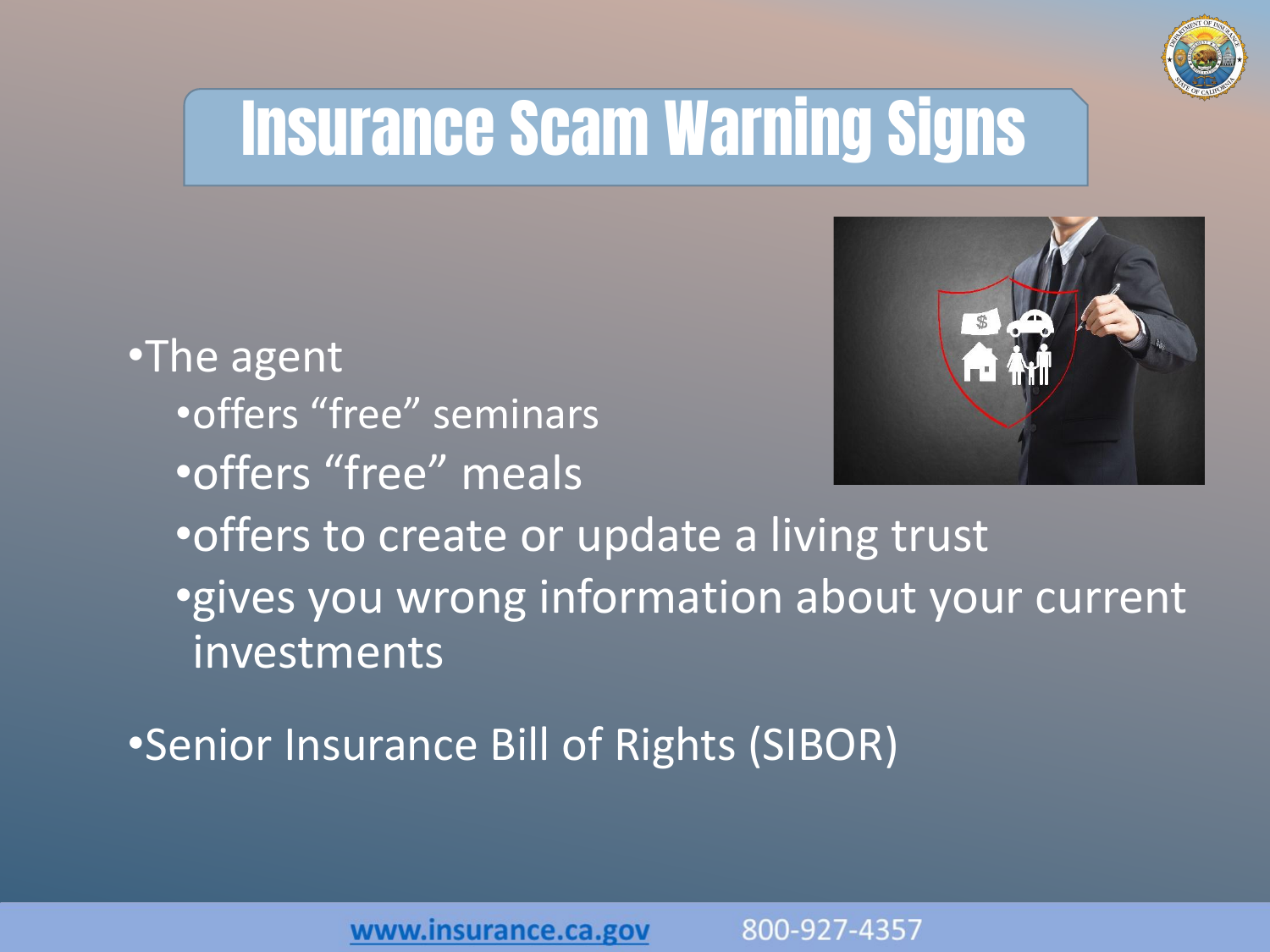# Insurance Scam Warning Signs

- The agent
  - offers "free" seminars
  - offers "free" meals
  - offers to create or update a living trust
  - gives you wrong information about your current investments
- Senior Insurance Bill of Rights (SIBOR)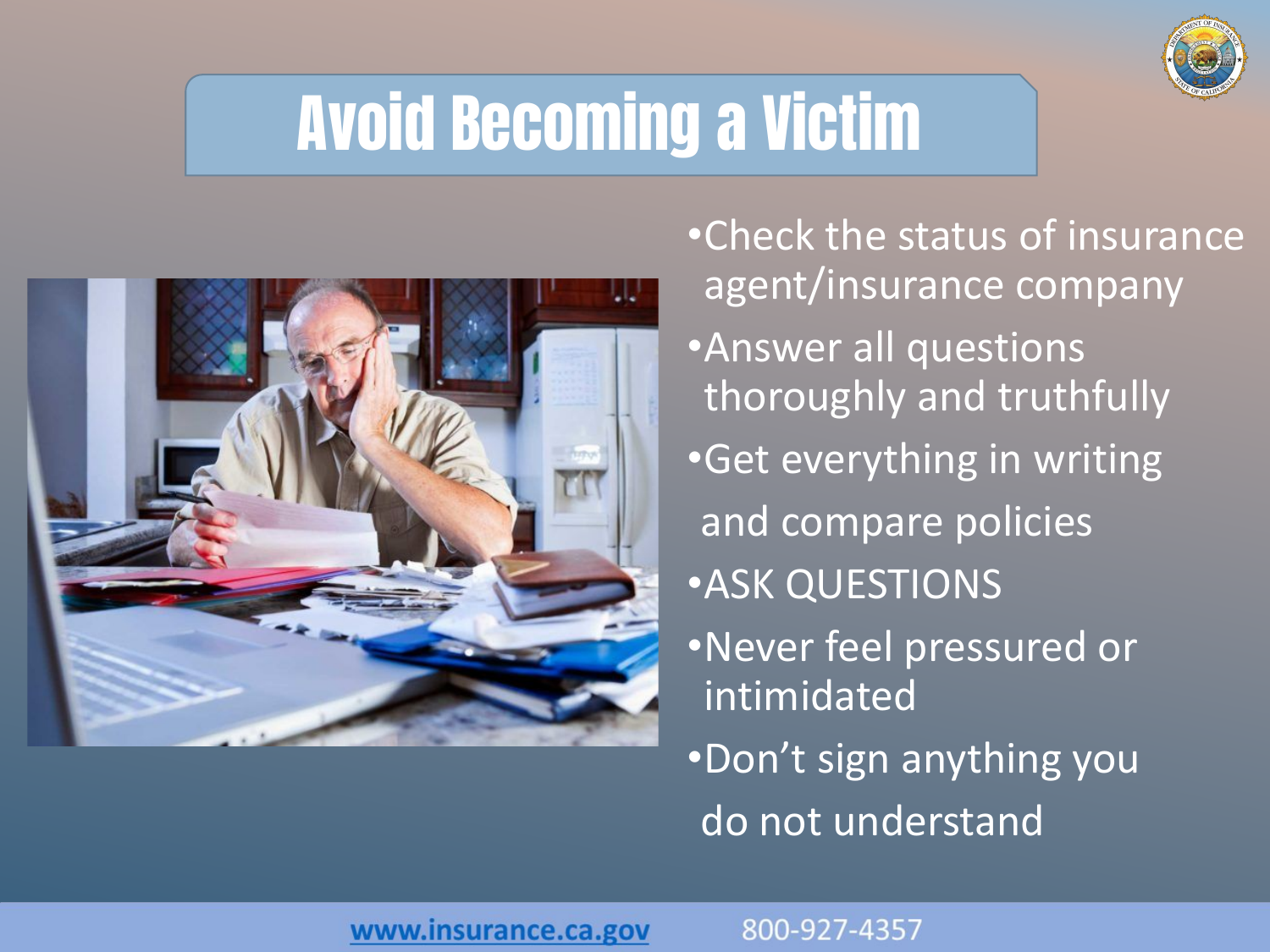# Avoid Becoming a Victim

- Check the status of insurance agent/insurance company
- Answer all questions thoroughly and truthfully
- Get everything in writing and compare policies
- ASK QUESTIONS
- Never feel pressured or intimidated
- Don't sign anything you do not understand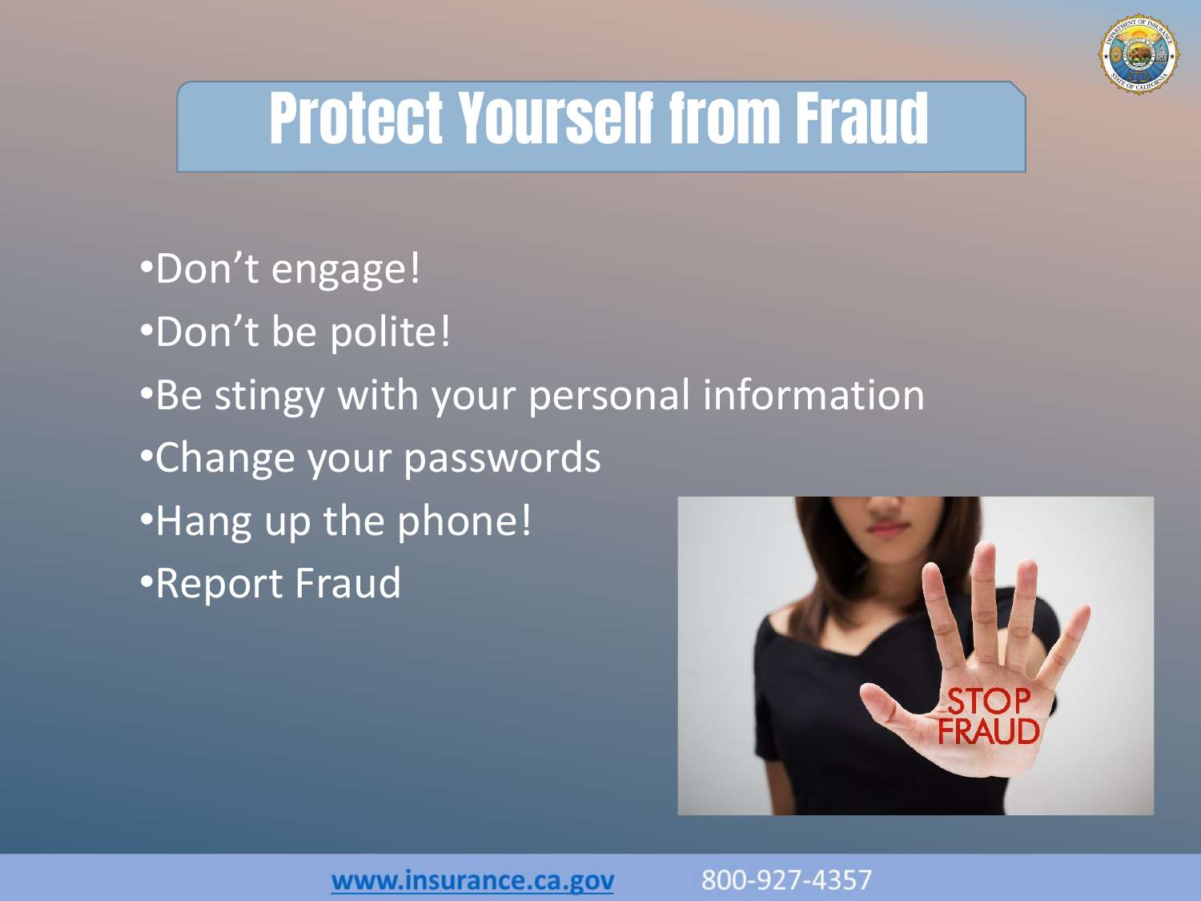# Protect Yourself from Fraud

- Don't engage!
- Don't be polite!
- Be stingy with your personal information
- Change your passwords
- Hang up the phone!
- Report Fraud

www.insurance.ca.gov 800-927-4357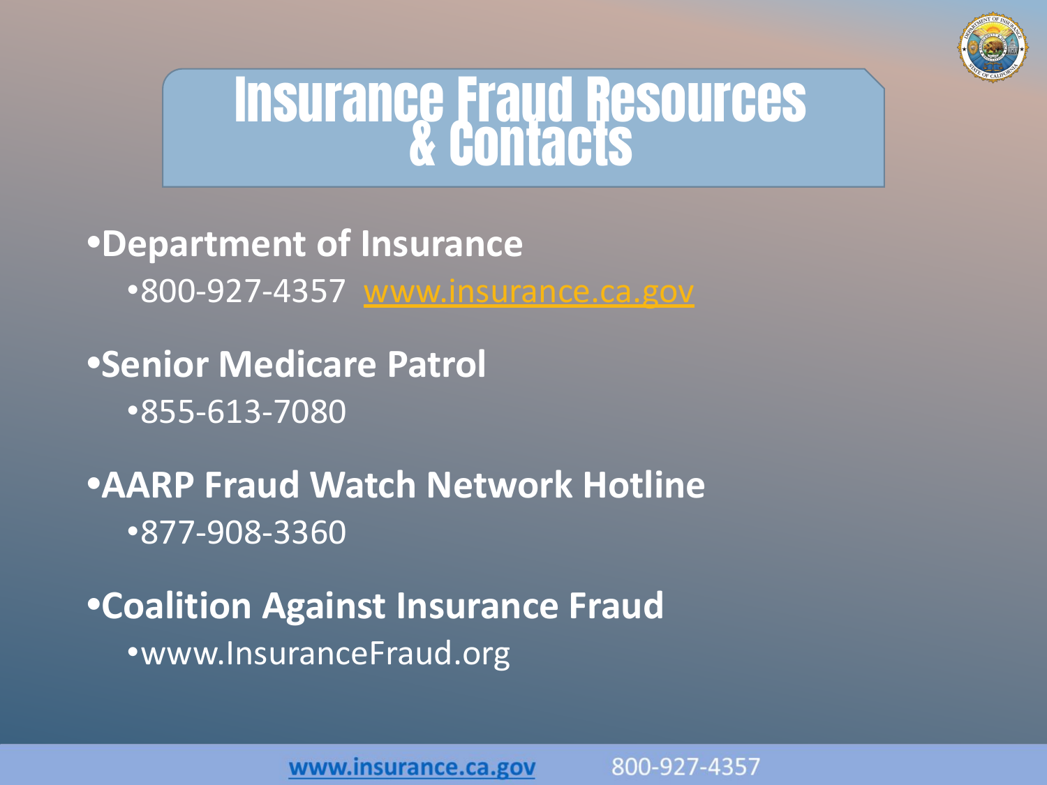# Insurance Fraud Resources & Contacts

- **Department of Insurance**
  - 800-927-4357 www.insurance.ca.gov
- **Senior Medicare Patrol**
  - 855-613-7080
- **AARP Fraud Watch Network Hotline**
  - 877-908-3360
- **Coalition Against Insurance Fraud**
  - www.InsuranceFraud.org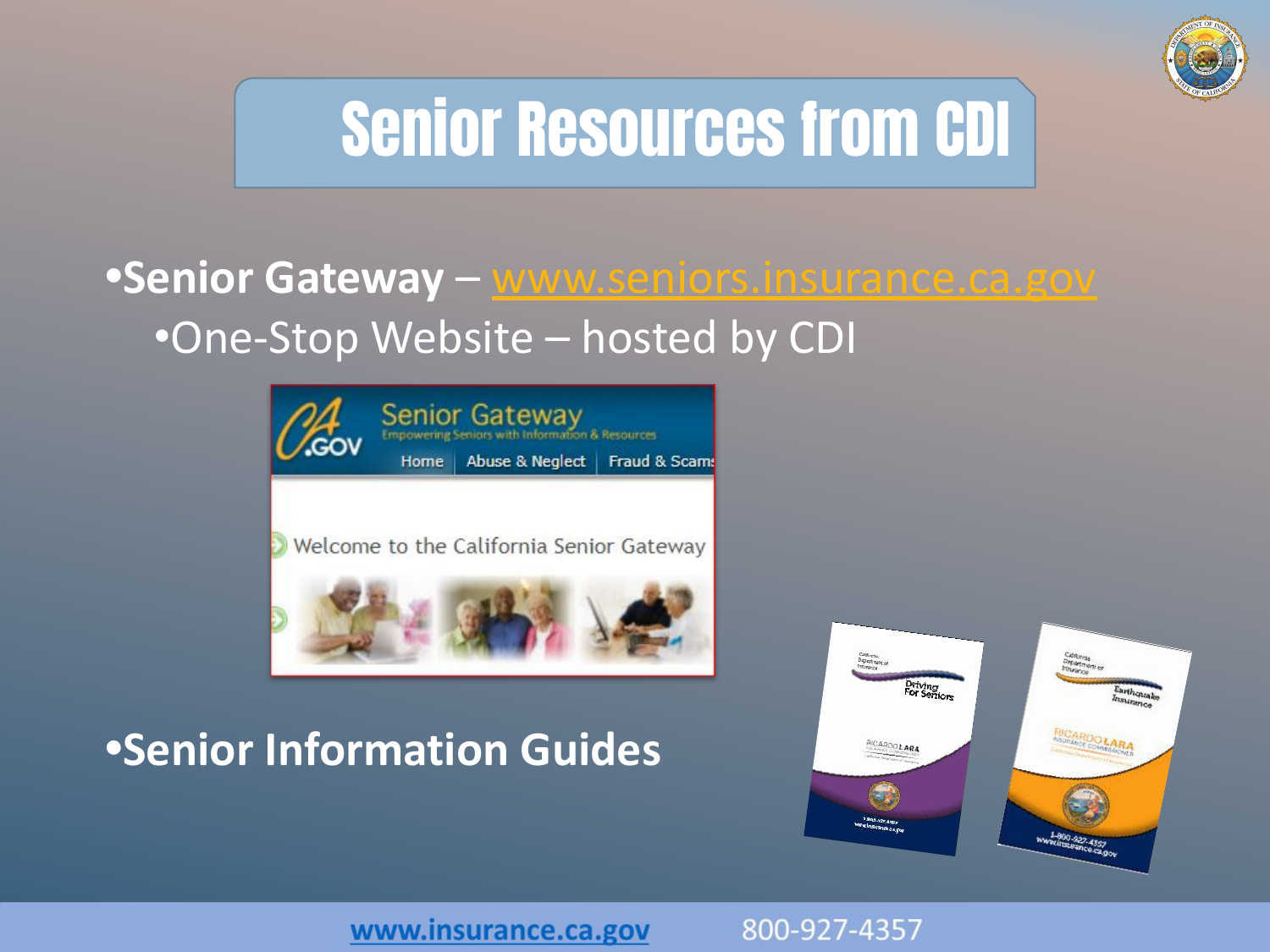# Senior Resources from CDI

- **Senior Gateway** – www.seniors.insurance.ca.gov
  - One-Stop Website – hosted by CDI

- **Senior Information Guides**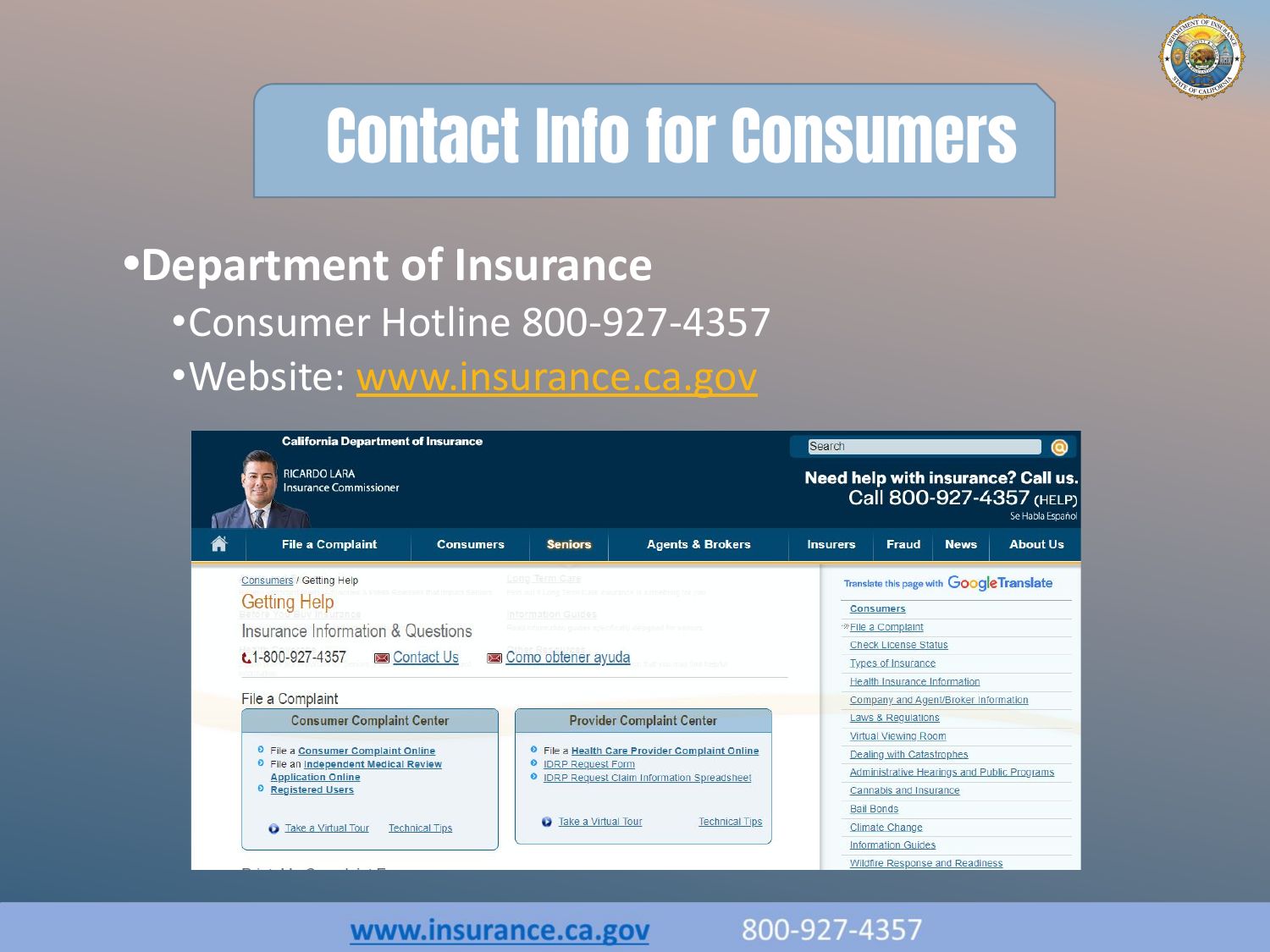# Contact Info for Consumers

- **Department of Insurance**
  - Consumer Hotline 800-927-4357
  - Website: [www.insurance.ca.gov](http://www.insurance.ca.gov)

California Department of Insurance

RICARDO LARA
Insurance Commissioner

Search

Need help with insurance? Call us.
Call 800-927-4357 (HELP)
Se Habla Español

File a Complaint | Consumers | Seniors | Agents & Brokers | Insurers | Fraud | News | About Us

Consumers / Getting Help

Getting Help

Insurance Information & Questions

1-800-927-4357 Contact Us Como obtener ayuda

File a Complaint

**Consumer Complaint Center**

- File a Consumer Complaint Online
- File an Independent Medical Review Application Online
- Registered Users

Take a Virtual Tour Technical Tips

**Provider Complaint Center**

- File a Health Care Provider Complaint Online
- IDRP Request Form
- IDRP Request Claim Information Spreadsheet

Take a Virtual Tour Technical Tips

Translate this page with Google Translate

- Consumers
- File a Complaint
- Check License Status
- Types of Insurance
- Health Insurance Information
- Company and Agent/Broker Information
- Laws & Regulations
- Virtual Viewing Room
- Dealing with Catastrophes
- Administrative Hearings and Public Programs
- Cannabis and Insurance
- Bail Bonds
- Climate Change
- Information Guides
- Wildfire Response and Readiness

www.insurance.ca.gov 800-927-4357